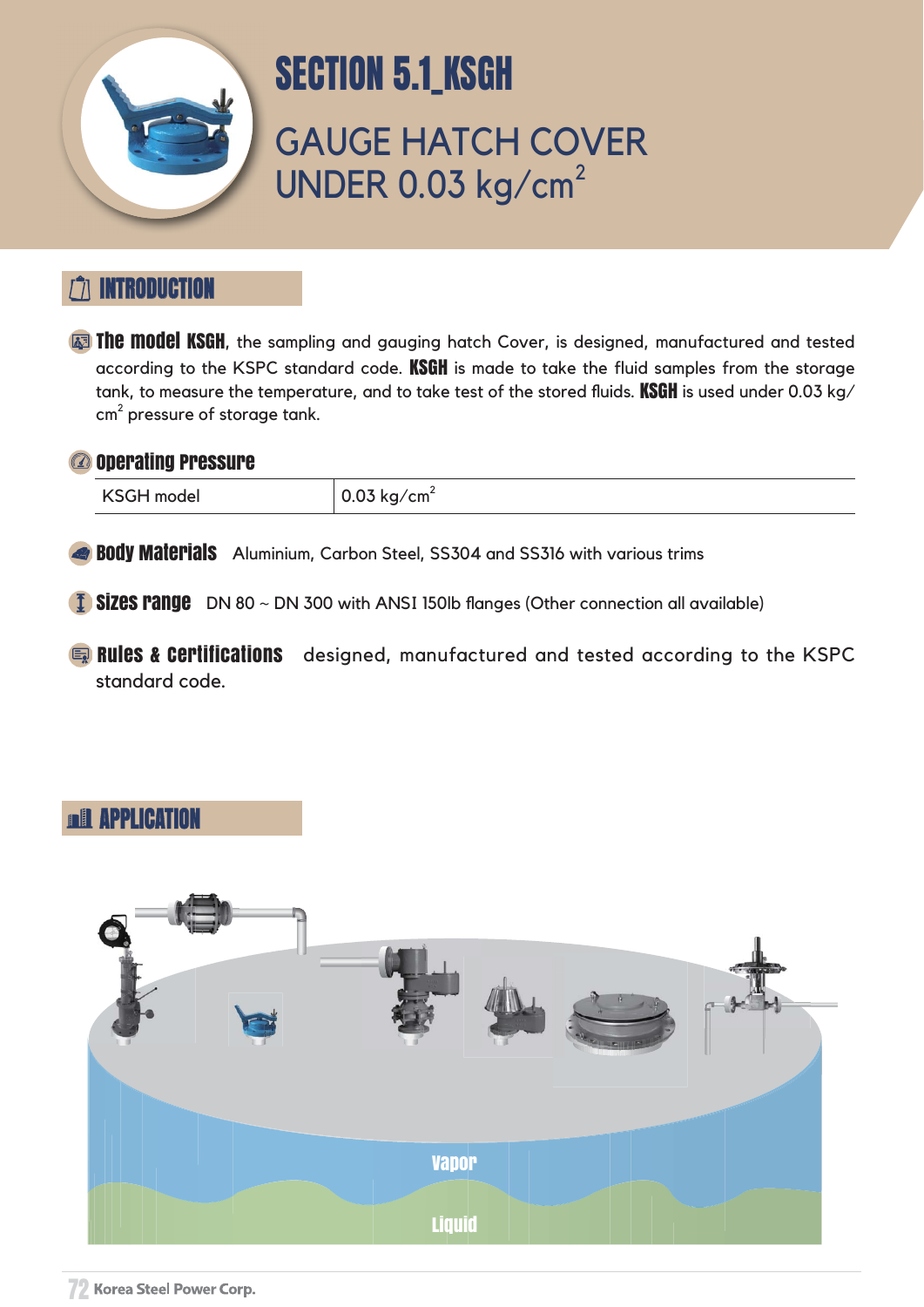# SECTION 5.1_KSGH

## GAUGE HATCH COVER UNDER 0.03 $kg/cm^2$

### INTRODUCTION

**The model KSGH**, the sampling and gauging hatch Cover, is designed, manufactured and tested according to the KSPC standard code. **KSGH** is made to take the fluid samples from the storage tank, to measure the temperature, and to take test of the stored fluids. **KSGH** is used under 0.03 $kg/cm^2$ pressure of storage tank.

**Operating Pressure**

| KSGH model | 0.03 $kg/cm^2$ |
|---|---|

**Body Materials** Aluminium, Carbon Steel, SS304 and SS316 with various trims

**Sizes range** DN 80 ~ DN 300 with ANSI 150lb flanges (Other connection all available)

**Rules & Certifications** designed, manufactured and tested according to the KSPC standard code.

### APPLICATION

Vapor

Liquid

Korea Steel Power Corp.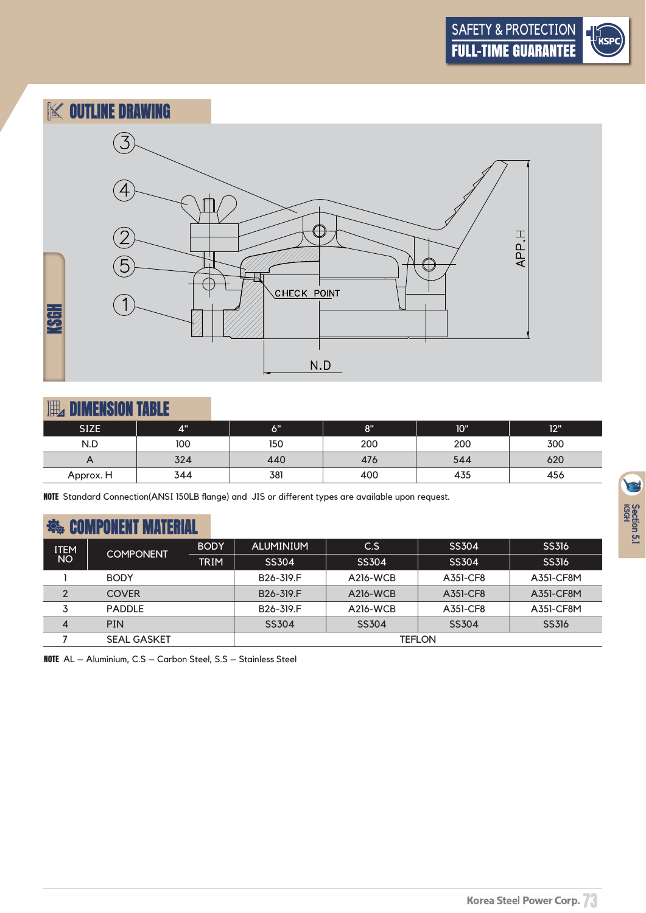SAFETY & PROTECTION
FULL-TIME GUARANTEE

## OUTLINE DRAWING

3
4
2
5
1
CHECK POINT
N.D
APP.H

KSGH

## DIMENSION TABLE

| SIZE | 4" | 6" | 8" | 10" | 12" |
|---|---|---|---|---|---|
| N.D | 100 | 150 | 200 | 200 | 300 |
| A | 324 | 440 | 476 | 544 | 620 |
| Approx. H | 344 | 381 | 400 | 435 | 456 |

**NOTE** Standard Connection(ANSI 150LB flange) and JIS or different types are available upon request.

## COMPONENT MATERIAL

| ITEM NO | COMPONENT | BODY | ALUMINIUM | C.S | SS304 | SS316 |
|---|---|---|---|---|---|---|
| | | TRIM | SS304 | SS304 | SS304 | SS316 |
| 1 | BODY | | B26-319.F | A216-WCB | A351-CF8 | A351-CF8M |
| 2 | COVER | | B26-319.F | A216-WCB | A351-CF8 | A351-CF8M |
| 3 | PADDLE | | B26-319.F | A216-WCB | A351-CF8 | A351-CF8M |
| 4 | PIN | | SS304 | SS304 | SS304 | SS316 |
| 7 | SEAL GASKET | | TEFLON | | | |

**NOTE** AL – Aluminium, C.S – Carbon Steel, S.S – Stainless Steel

Section 5.1
KSGH